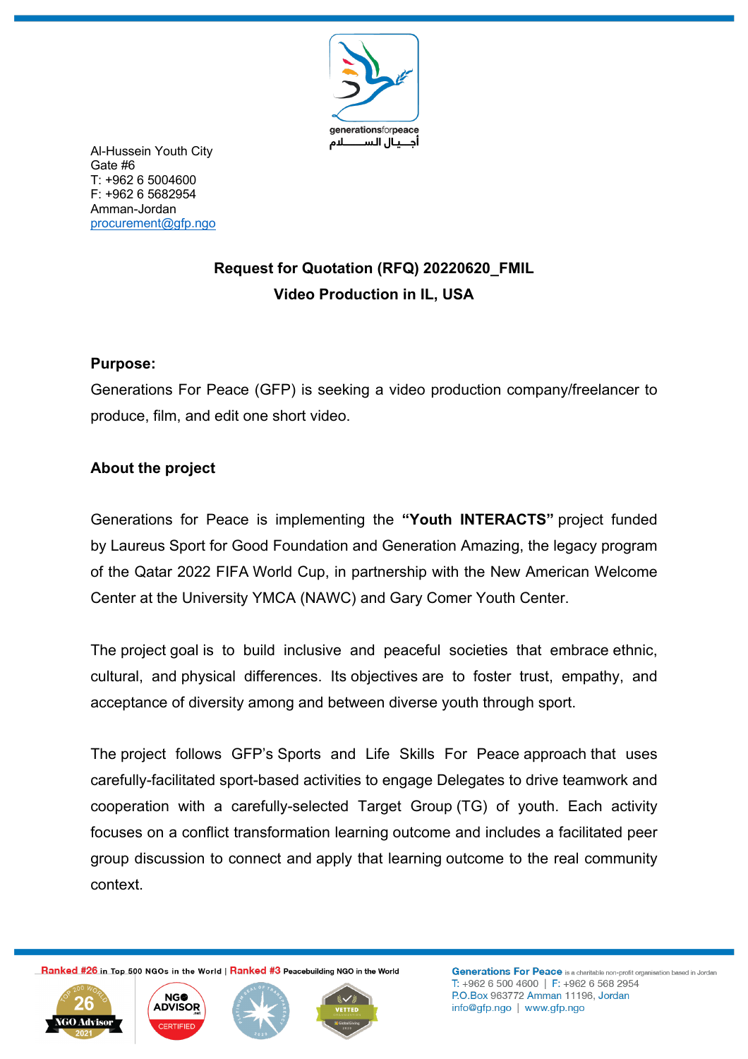generationsforpeace
أجيـال السـلام

Al-Hussein Youth City
Gate #6
T: +962 6 5004600
F: +962 6 5682954
Amman-Jordan
procurement@gfp.ngo

## Request for Quotation (RFQ) 20220620_FMIL
## Video Production in IL, USA

**Purpose:**

Generations For Peace (GFP) is seeking a video production company/freelancer to produce, film, and edit one short video.

**About the project**

Generations for Peace is implementing the **"Youth INTERACTS"** project funded by Laureus Sport for Good Foundation and Generation Amazing, the legacy program of the Qatar 2022 FIFA World Cup, in partnership with the New American Welcome Center at the University YMCA (NAWC) and Gary Comer Youth Center.

The project goal is to build inclusive and peaceful societies that embrace ethnic, cultural, and physical differences. Its objectives are to foster trust, empathy, and acceptance of diversity among and between diverse youth through sport.

The project follows GFP's Sports and Life Skills For Peace approach that uses carefully-facilitated sport-based activities to engage Delegates to drive teamwork and cooperation with a carefully-selected Target Group (TG) of youth. Each activity focuses on a conflict transformation learning outcome and includes a facilitated peer group discussion to connect and apply that learning outcome to the real community context.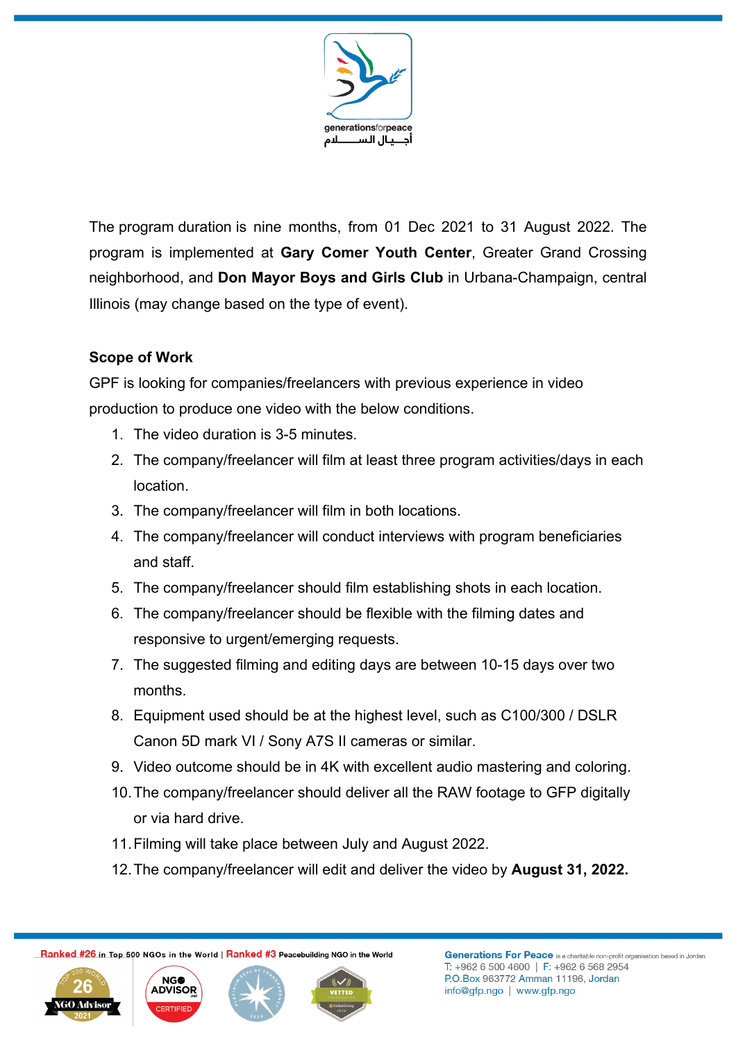The program duration is nine months, from 01 Dec 2021 to 31 August 2022. The program is implemented at **Gary Comer Youth Center**, Greater Grand Crossing neighborhood, and **Don Mayor Boys and Girls Club** in Urbana-Champaign, central Illinois (may change based on the type of event).

**Scope of Work**

GPF is looking for companies/freelancers with previous experience in video production to produce one video with the below conditions.

1. The video duration is 3-5 minutes.
2. The company/freelancer will film at least three program activities/days in each location.
3. The company/freelancer will film in both locations.
4. The company/freelancer will conduct interviews with program beneficiaries and staff.
5. The company/freelancer should film establishing shots in each location.
6. The company/freelancer should be flexible with the filming dates and responsive to urgent/emerging requests.
7. The suggested filming and editing days are between 10-15 days over two months.
8. Equipment used should be at the highest level, such as C100/300 / DSLR Canon 5D mark VI / Sony A7S II cameras or similar.
9. Video outcome should be in 4K with excellent audio mastering and coloring.
10. The company/freelancer should deliver all the RAW footage to GFP digitally or via hard drive.
11. Filming will take place between July and August 2022.
12. The company/freelancer will edit and deliver the video by **August 31, 2022.**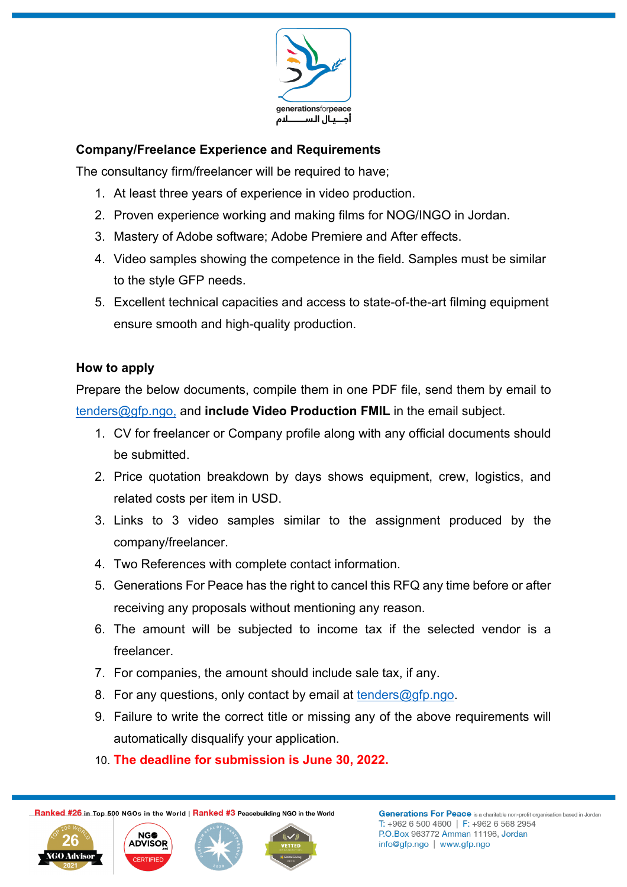**Company/Freelance Experience and Requirements**

The consultancy firm/freelancer will be required to have;

1. At least three years of experience in video production.
2. Proven experience working and making films for NOG/INGO in Jordan.
3. Mastery of Adobe software; Adobe Premiere and After effects.
4. Video samples showing the competence in the field. Samples must be similar to the style GFP needs.
5. Excellent technical capacities and access to state-of-the-art filming equipment ensure smooth and high-quality production.

**How to apply**

Prepare the below documents, compile them in one PDF file, send them by email to tenders@gfp.ngo, and **include Video Production FMIL** in the email subject.

1. CV for freelancer or Company profile along with any official documents should be submitted.
2. Price quotation breakdown by days shows equipment, crew, logistics, and related costs per item in USD.
3. Links to 3 video samples similar to the assignment produced by the company/freelancer.
4. Two References with complete contact information.
5. Generations For Peace has the right to cancel this RFQ any time before or after receiving any proposals without mentioning any reason.
6. The amount will be subjected to income tax if the selected vendor is a freelancer.
7. For companies, the amount should include sale tax, if any.
8. For any questions, only contact by email at tenders@gfp.ngo.
9. Failure to write the correct title or missing any of the above requirements will automatically disqualify your application.
10. **The deadline for submission is June 30, 2022.**